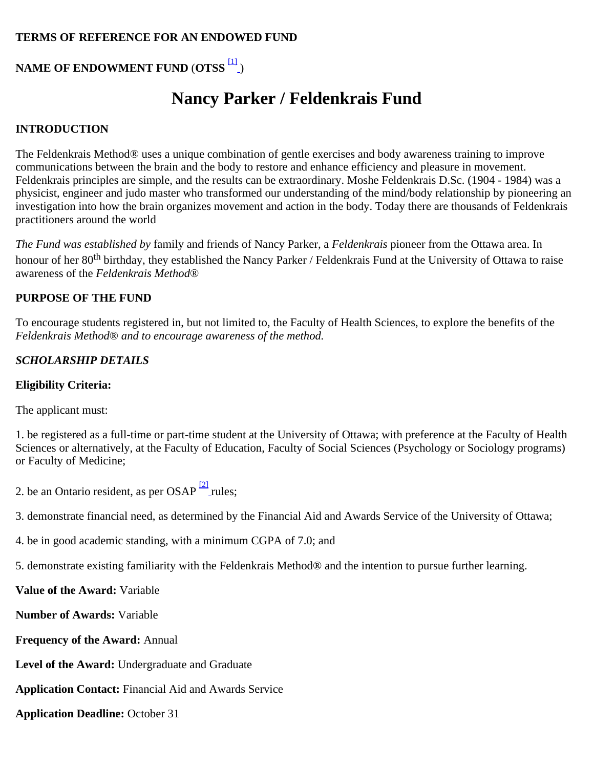**TERMS OF REFERENCE FOR AN ENDOWED FUND**

**NAME OF ENDOWMENT FUND** (**OTSS** [1] )

# Nancy Parker / Feldenkrais Fund

## INTRODUCTION

The Feldenkrais Method® uses a unique combination of gentle exercises and body awareness training to improve communications between the brain and the body to restore and enhance efficiency and pleasure in movement. Feldenkrais principles are simple, and the results can be extraordinary. Moshe Feldenkrais D.Sc. (1904 - 1984) was a physicist, engineer and judo master who transformed our understanding of the mind/body relationship by pioneering an investigation into how the brain organizes movement and action in the body. Today there are thousands of Feldenkrais practitioners around the world

*The Fund was established by* family and friends of Nancy Parker, a *Feldenkrais* pioneer from the Ottawa area. In honour of her 80th birthday, they established the Nancy Parker / Feldenkrais Fund at the University of Ottawa to raise awareness of the *Feldenkrais Method®*

## PURPOSE OF THE FUND

To encourage students registered in, but not limited to, the Faculty of Health Sciences, to explore the benefits of the *Feldenkrais Method® and to encourage awareness of the method.*

## *SCHOLARSHIP DETAILS*

**Eligibility Criteria:**

The applicant must:

1. be registered as a full-time or part-time student at the University of Ottawa; with preference at the Faculty of Health Sciences or alternatively, at the Faculty of Education, Faculty of Social Sciences (Psychology or Sociology programs) or Faculty of Medicine;

2. be an Ontario resident, as per OSAP [2] rules;

3. demonstrate financial need, as determined by the Financial Aid and Awards Service of the University of Ottawa;

4. be in good academic standing, with a minimum CGPA of 7.0; and

5. demonstrate existing familiarity with the Feldenkrais Method® and the intention to pursue further learning.

**Value of the Award:** Variable

**Number of Awards:** Variable

**Frequency of the Award:** Annual

**Level of the Award:** Undergraduate and Graduate

**Application Contact:** Financial Aid and Awards Service

**Application Deadline:** October 31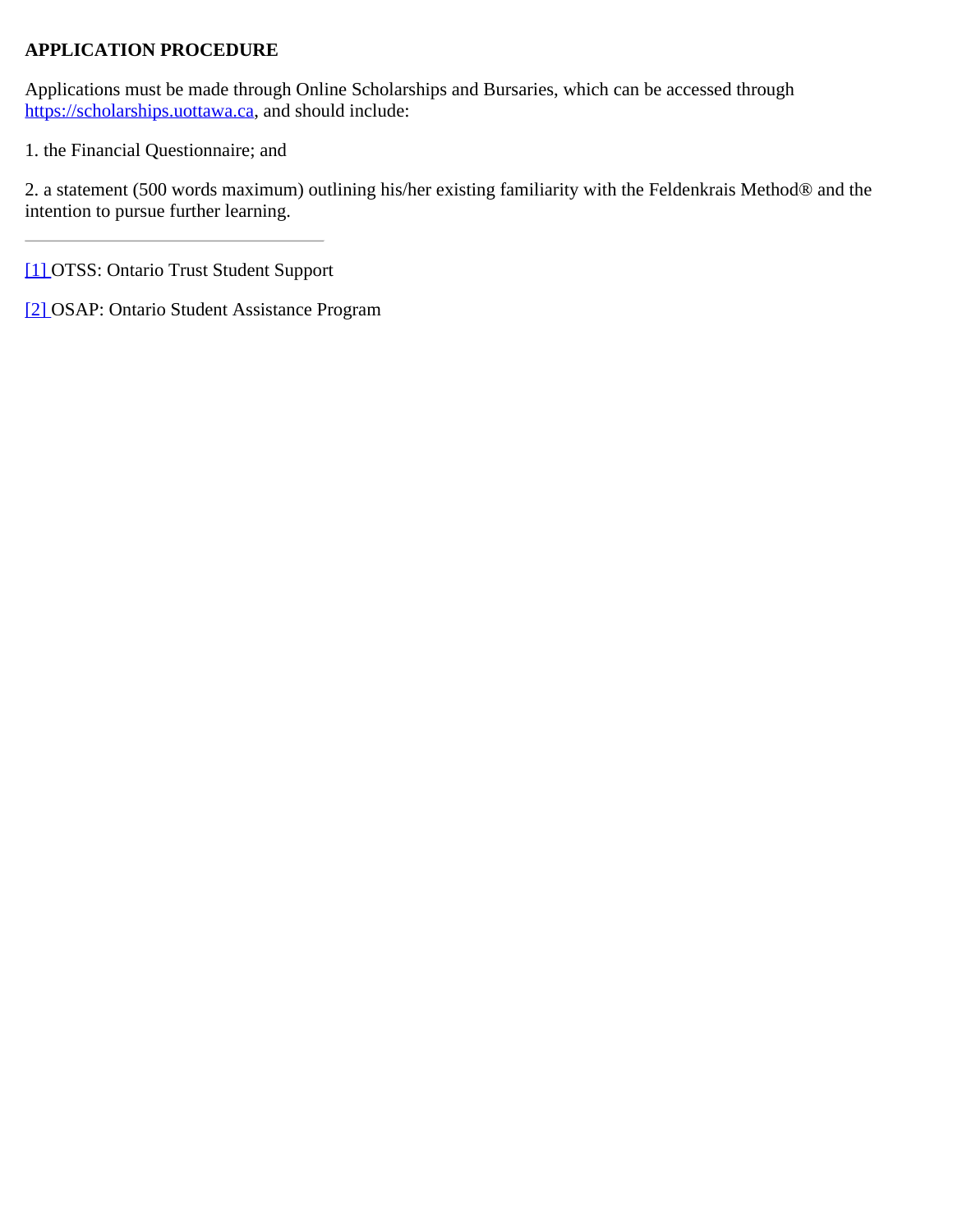**APPLICATION PROCEDURE**

Applications must be made through Online Scholarships and Bursaries, which can be accessed through https://scholarships.uottawa.ca, and should include:

1. the Financial Questionnaire; and

2. a statement (500 words maximum) outlining his/her existing familiarity with the Feldenkrais Method® and the intention to pursue further learning.

---

[1] OTSS: Ontario Trust Student Support

[2] OSAP: Ontario Student Assistance Program